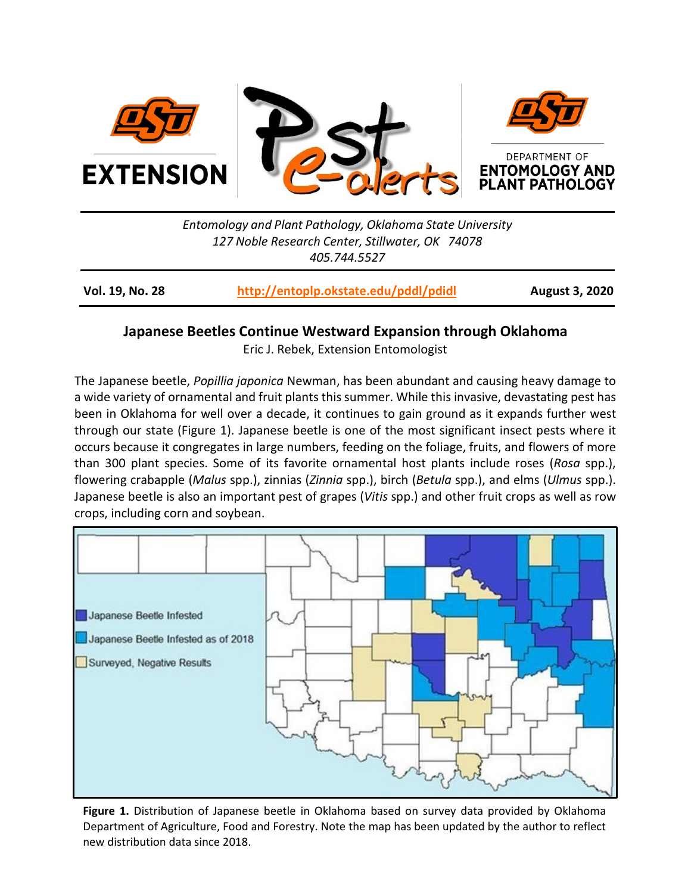EXTENSION

Pest e-alerts

DEPARTMENT OF ENTOMOLOGY AND PLANT PATHOLOGY

*Entomology and Plant Pathology, Oklahoma State University*
*127 Noble Research Center, Stillwater, OK 74078*
*405.744.5527*

**Vol. 19, No. 28** | **http://entoplp.okstate.edu/pddl/pdidl** | **August 3, 2020**

## Japanese Beetles Continue Westward Expansion through Oklahoma

Eric J. Rebek, Extension Entomologist

The Japanese beetle, *Popillia japonica* Newman, has been abundant and causing heavy damage to a wide variety of ornamental and fruit plants this summer. While this invasive, devastating pest has been in Oklahoma for well over a decade, it continues to gain ground as it expands further west through our state (Figure 1). Japanese beetle is one of the most significant insect pests where it occurs because it congregates in large numbers, feeding on the foliage, fruits, and flowers of more than 300 plant species. Some of its favorite ornamental host plants include roses (*Rosa* spp.), flowering crabapple (*Malus* spp.), zinnias (*Zinnia* spp.), birch (*Betula* spp.), and elms (*Ulmus* spp.). Japanese beetle is also an important pest of grapes (*Vitis* spp.) and other fruit crops as well as row crops, including corn and soybean.

Japanese Beetle Infested
Japanese Beetle Infested as of 2018
Surveyed, Negative Results

**Figure 1.** Distribution of Japanese beetle in Oklahoma based on survey data provided by Oklahoma Department of Agriculture, Food and Forestry. Note the map has been updated by the author to reflect new distribution data since 2018.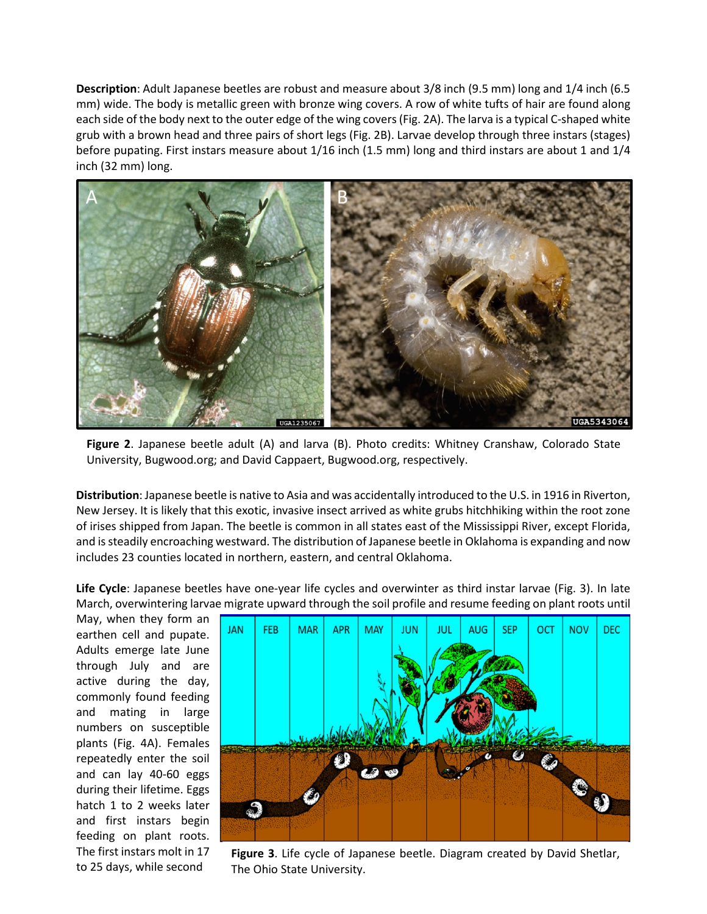**Description**: Adult Japanese beetles are robust and measure about 3/8 inch (9.5 mm) long and 1/4 inch (6.5 mm) wide. The body is metallic green with bronze wing covers. A row of white tufts of hair are found along each side of the body next to the outer edge of the wing covers (Fig. 2A). The larva is a typical C-shaped white grub with a brown head and three pairs of short legs (Fig. 2B). Larvae develop through three instars (stages) before pupating. First instars measure about 1/16 inch (1.5 mm) long and third instars are about 1 and 1/4 inch (32 mm) long.

**Figure 2**. Japanese beetle adult (A) and larva (B). Photo credits: Whitney Cranshaw, Colorado State University, Bugwood.org; and David Cappaert, Bugwood.org, respectively.

**Distribution**: Japanese beetle is native to Asia and was accidentally introduced to the U.S. in 1916 in Riverton, New Jersey. It is likely that this exotic, invasive insect arrived as white grubs hitchhiking within the root zone of irises shipped from Japan. The beetle is common in all states east of the Mississippi River, except Florida, and is steadily encroaching westward. The distribution of Japanese beetle in Oklahoma is expanding and now includes 23 counties located in northern, eastern, and central Oklahoma.

**Life Cycle**: Japanese beetles have one-year life cycles and overwinter as third instar larvae (Fig. 3). In late March, overwintering larvae migrate upward through the soil profile and resume feeding on plant roots until May, when they form an earthen cell and pupate. Adults emerge late June through July and are active during the day, commonly found feeding and mating in large numbers on susceptible plants (Fig. 4A). Females repeatedly enter the soil and can lay 40-60 eggs during their lifetime. Eggs hatch 1 to 2 weeks later and first instars begin feeding on plant roots. The first instars molt in 17 to 25 days, while second

**Figure 3**. Life cycle of Japanese beetle. Diagram created by David Shetlar, The Ohio State University.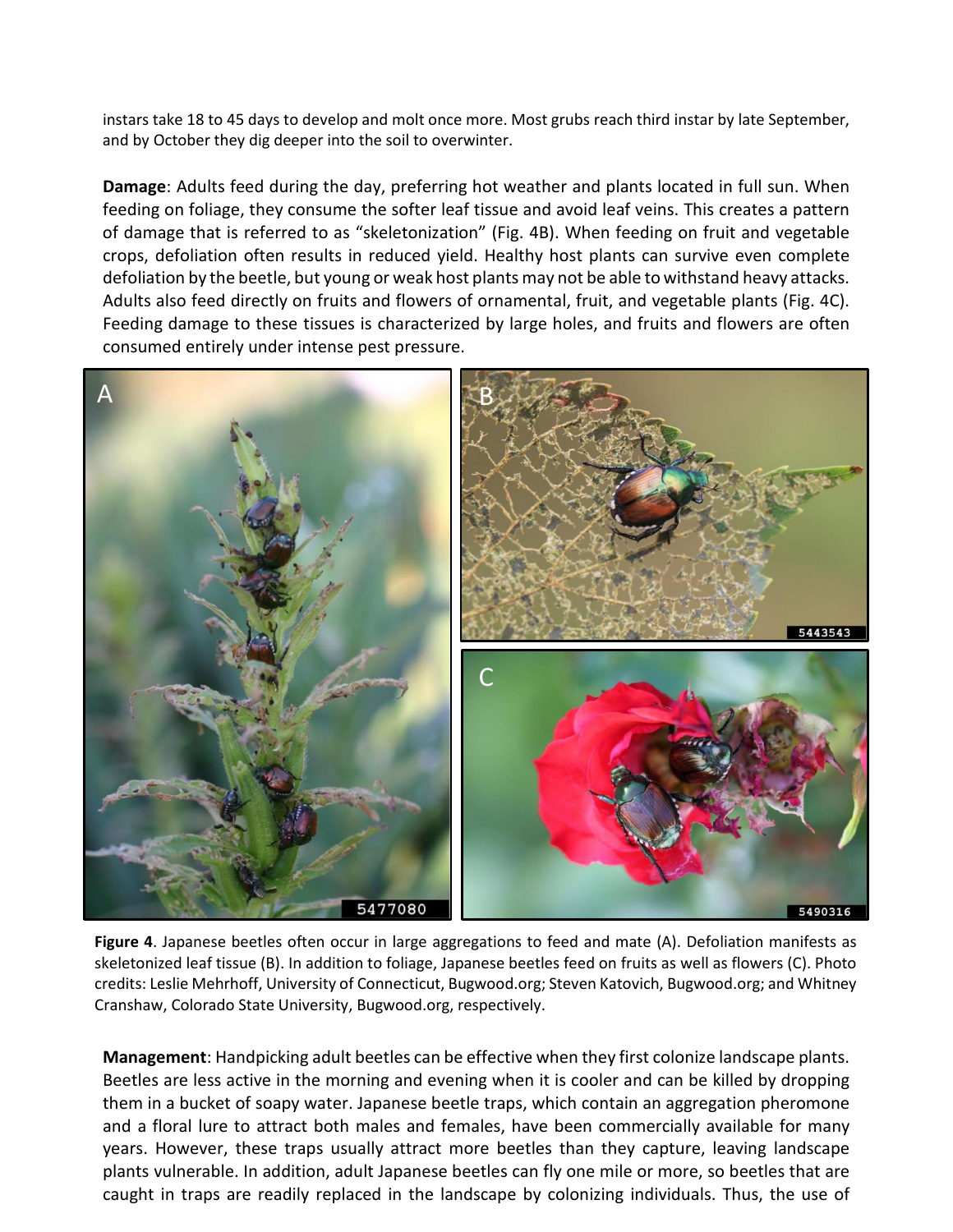instars take 18 to 45 days to develop and molt once more. Most grubs reach third instar by late September, and by October they dig deeper into the soil to overwinter.

**Damage**: Adults feed during the day, preferring hot weather and plants located in full sun. When feeding on foliage, they consume the softer leaf tissue and avoid leaf veins. This creates a pattern of damage that is referred to as "skeletonization" (Fig. 4B). When feeding on fruit and vegetable crops, defoliation often results in reduced yield. Healthy host plants can survive even complete defoliation by the beetle, but young or weak host plants may not be able to withstand heavy attacks. Adults also feed directly on fruits and flowers of ornamental, fruit, and vegetable plants (Fig. 4C). Feeding damage to these tissues is characterized by large holes, and fruits and flowers are often consumed entirely under intense pest pressure.

**Figure 4**. Japanese beetles often occur in large aggregations to feed and mate (A). Defoliation manifests as skeletonized leaf tissue (B). In addition to foliage, Japanese beetles feed on fruits as well as flowers (C). Photo credits: Leslie Mehrhoff, University of Connecticut, Bugwood.org; Steven Katovich, Bugwood.org; and Whitney Cranshaw, Colorado State University, Bugwood.org, respectively.

**Management**: Handpicking adult beetles can be effective when they first colonize landscape plants. Beetles are less active in the morning and evening when it is cooler and can be killed by dropping them in a bucket of soapy water. Japanese beetle traps, which contain an aggregation pheromone and a floral lure to attract both males and females, have been commercially available for many years. However, these traps usually attract more beetles than they capture, leaving landscape plants vulnerable. In addition, adult Japanese beetles can fly one mile or more, so beetles that are caught in traps are readily replaced in the landscape by colonizing individuals. Thus, the use of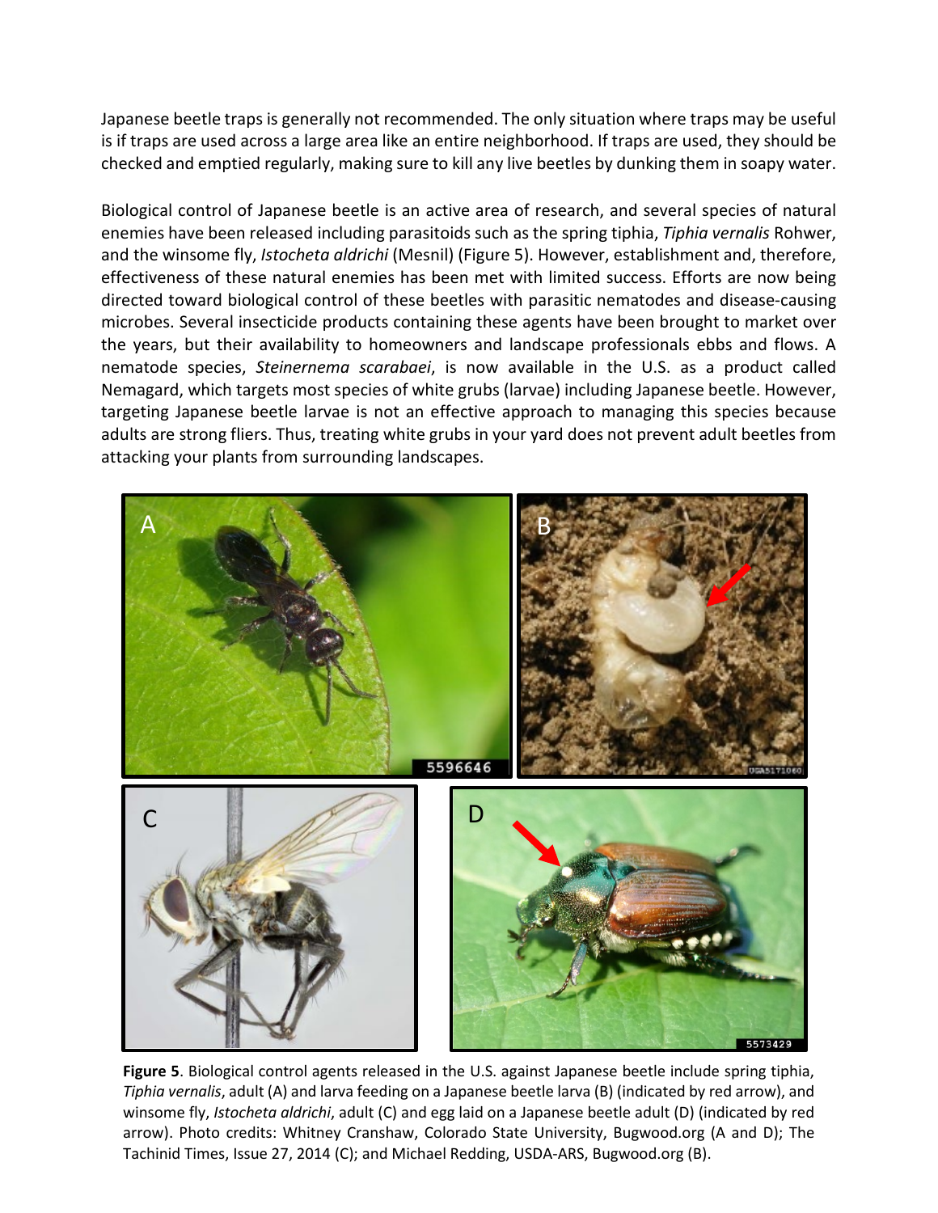Japanese beetle traps is generally not recommended. The only situation where traps may be useful is if traps are used across a large area like an entire neighborhood. If traps are used, they should be checked and emptied regularly, making sure to kill any live beetles by dunking them in soapy water.

Biological control of Japanese beetle is an active area of research, and several species of natural enemies have been released including parasitoids such as the spring tiphia, *Tiphia vernalis* Rohwer, and the winsome fly, *Istocheta aldrichi* (Mesnil) (Figure 5). However, establishment and, therefore, effectiveness of these natural enemies has been met with limited success. Efforts are now being directed toward biological control of these beetles with parasitic nematodes and disease-causing microbes. Several insecticide products containing these agents have been brought to market over the years, but their availability to homeowners and landscape professionals ebbs and flows. A nematode species, *Steinernema scarabaei*, is now available in the U.S. as a product called Nemagard, which targets most species of white grubs (larvae) including Japanese beetle. However, targeting Japanese beetle larvae is not an effective approach to managing this species because adults are strong fliers. Thus, treating white grubs in your yard does not prevent adult beetles from attacking your plants from surrounding landscapes.

**Figure 5**. Biological control agents released in the U.S. against Japanese beetle include spring tiphia, *Tiphia vernalis*, adult (A) and larva feeding on a Japanese beetle larva (B) (indicated by red arrow), and winsome fly, *Istocheta aldrichi*, adult (C) and egg laid on a Japanese beetle adult (D) (indicated by red arrow). Photo credits: Whitney Cranshaw, Colorado State University, Bugwood.org (A and D); The Tachinid Times, Issue 27, 2014 (C); and Michael Redding, USDA-ARS, Bugwood.org (B).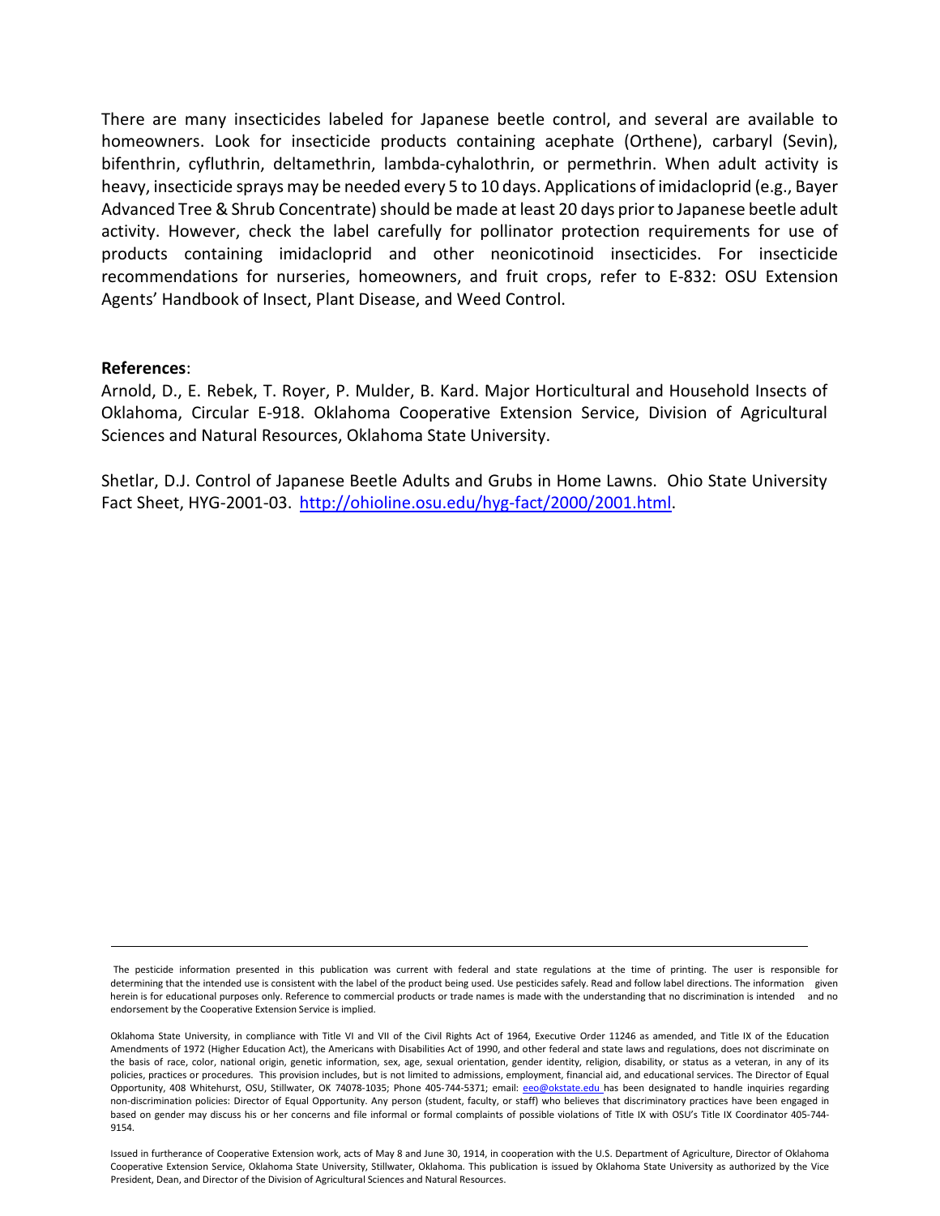There are many insecticides labeled for Japanese beetle control, and several are available to homeowners. Look for insecticide products containing acephate (Orthene), carbaryl (Sevin), bifenthrin, cyfluthrin, deltamethrin, lambda-cyhalothrin, or permethrin. When adult activity is heavy, insecticide sprays may be needed every 5 to 10 days. Applications of imidacloprid (e.g., Bayer Advanced Tree & Shrub Concentrate) should be made at least 20 days prior to Japanese beetle adult activity. However, check the label carefully for pollinator protection requirements for use of products containing imidacloprid and other neonicotinoid insecticides. For insecticide recommendations for nurseries, homeowners, and fruit crops, refer to E-832: OSU Extension Agents' Handbook of Insect, Plant Disease, and Weed Control.

**References**:

Arnold, D., E. Rebek, T. Royer, P. Mulder, B. Kard. Major Horticultural and Household Insects of Oklahoma, Circular E-918. Oklahoma Cooperative Extension Service, Division of Agricultural Sciences and Natural Resources, Oklahoma State University.

Shetlar, D.J. Control of Japanese Beetle Adults and Grubs in Home Lawns. Ohio State University Fact Sheet, HYG-2001-03. http://ohioline.osu.edu/hyg-fact/2000/2001.html.

---

The pesticide information presented in this publication was current with federal and state regulations at the time of printing. The user is responsible for determining that the intended use is consistent with the label of the product being used. Use pesticides safely. Read and follow label directions. The information given herein is for educational purposes only. Reference to commercial products or trade names is made with the understanding that no discrimination is intended and no endorsement by the Cooperative Extension Service is implied.

Oklahoma State University, in compliance with Title VI and VII of the Civil Rights Act of 1964, Executive Order 11246 as amended, and Title IX of the Education Amendments of 1972 (Higher Education Act), the Americans with Disabilities Act of 1990, and other federal and state laws and regulations, does not discriminate on the basis of race, color, national origin, genetic information, sex, age, sexual orientation, gender identity, religion, disability, or status as a veteran, in any of its policies, practices or procedures. This provision includes, but is not limited to admissions, employment, financial aid, and educational services. The Director of Equal Opportunity, 408 Whitehurst, OSU, Stillwater, OK 74078-1035; Phone 405-744-5371; email: eeo@okstate.edu has been designated to handle inquiries regarding non-discrimination policies: Director of Equal Opportunity. Any person (student, faculty, or staff) who believes that discriminatory practices have been engaged in based on gender may discuss his or her concerns and file informal or formal complaints of possible violations of Title IX with OSU's Title IX Coordinator 405-744-9154.

Issued in furtherance of Cooperative Extension work, acts of May 8 and June 30, 1914, in cooperation with the U.S. Department of Agriculture, Director of Oklahoma Cooperative Extension Service, Oklahoma State University, Stillwater, Oklahoma. This publication is issued by Oklahoma State University as authorized by the Vice President, Dean, and Director of the Division of Agricultural Sciences and Natural Resources.